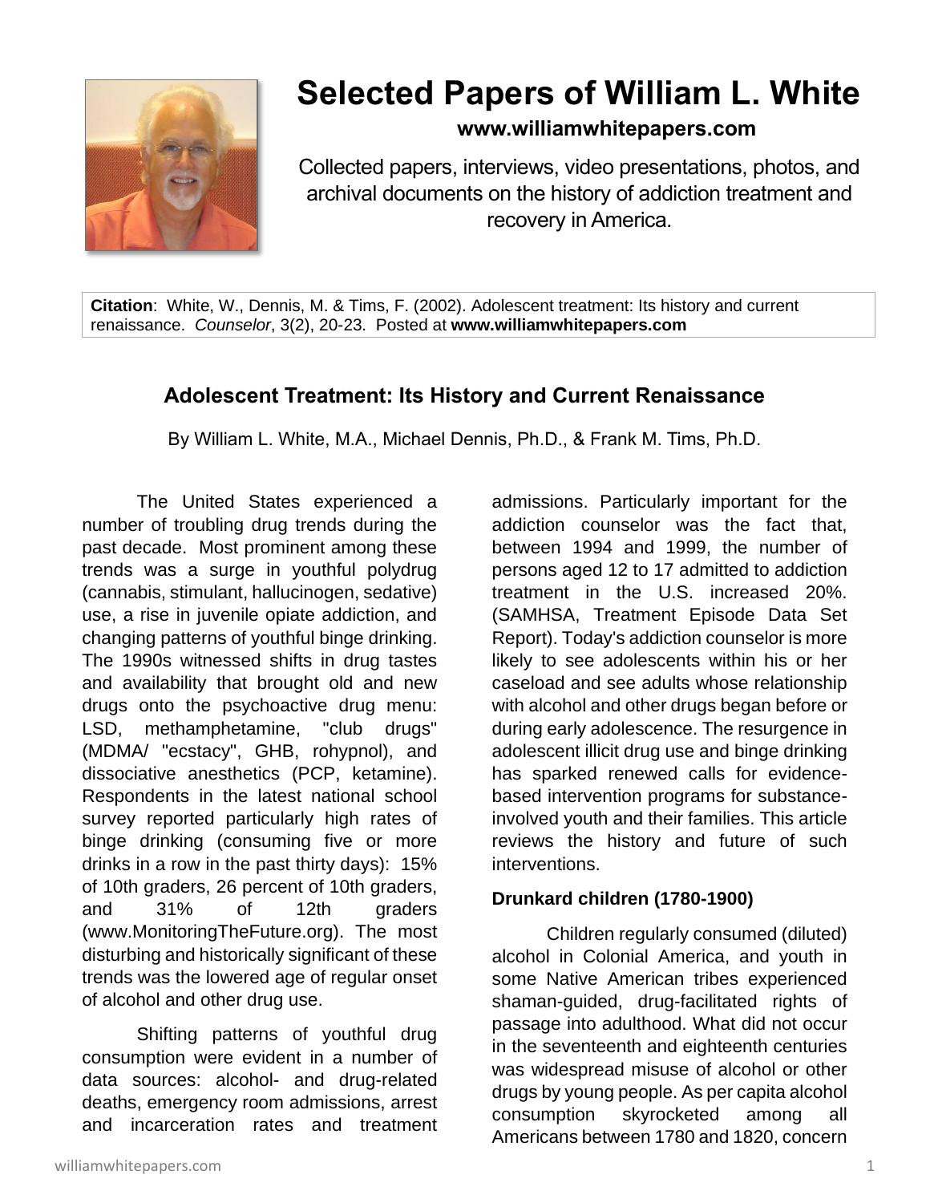# Selected Papers of William L. White

**www.williamwhitepapers.com**

Collected papers, interviews, video presentations, photos, and archival documents on the history of addiction treatment and recovery in America.

**Citation**: White, W., Dennis, M. & Tims, F. (2002). Adolescent treatment: Its history and current renaissance. *Counselor*, 3(2), 20-23. Posted at **www.williamwhitepapers.com**

## Adolescent Treatment: Its History and Current Renaissance

By William L. White, M.A., Michael Dennis, Ph.D., & Frank M. Tims, Ph.D.

The United States experienced a number of troubling drug trends during the past decade. Most prominent among these trends was a surge in youthful polydrug (cannabis, stimulant, hallucinogen, sedative) use, a rise in juvenile opiate addiction, and changing patterns of youthful binge drinking. The 1990s witnessed shifts in drug tastes and availability that brought old and new drugs onto the psychoactive drug menu: LSD, methamphetamine, "club drugs" (MDMA/ "ecstacy", GHB, rohypnol), and dissociative anesthetics (PCP, ketamine). Respondents in the latest national school survey reported particularly high rates of binge drinking (consuming five or more drinks in a row in the past thirty days): 15% of 10th graders, 26 percent of 10th graders, and 31% of 12th graders (www.MonitoringTheFuture.org). The most disturbing and historically significant of these trends was the lowered age of regular onset of alcohol and other drug use.

Shifting patterns of youthful drug consumption were evident in a number of data sources: alcohol- and drug-related deaths, emergency room admissions, arrest and incarceration rates and treatment admissions. Particularly important for the addiction counselor was the fact that, between 1994 and 1999, the number of persons aged 12 to 17 admitted to addiction treatment in the U.S. increased 20%. (SAMHSA, Treatment Episode Data Set Report). Today's addiction counselor is more likely to see adolescents within his or her caseload and see adults whose relationship with alcohol and other drugs began before or during early adolescence. The resurgence in adolescent illicit drug use and binge drinking has sparked renewed calls for evidence-based intervention programs for substance-involved youth and their families. This article reviews the history and future of such interventions.

### Drunkard children (1780-1900)

Children regularly consumed (diluted) alcohol in Colonial America, and youth in some Native American tribes experienced shaman-guided, drug-facilitated rights of passage into adulthood. What did not occur in the seventeenth and eighteenth centuries was widespread misuse of alcohol or other drugs by young people. As per capita alcohol consumption skyrocketed among all Americans between 1780 and 1820, concern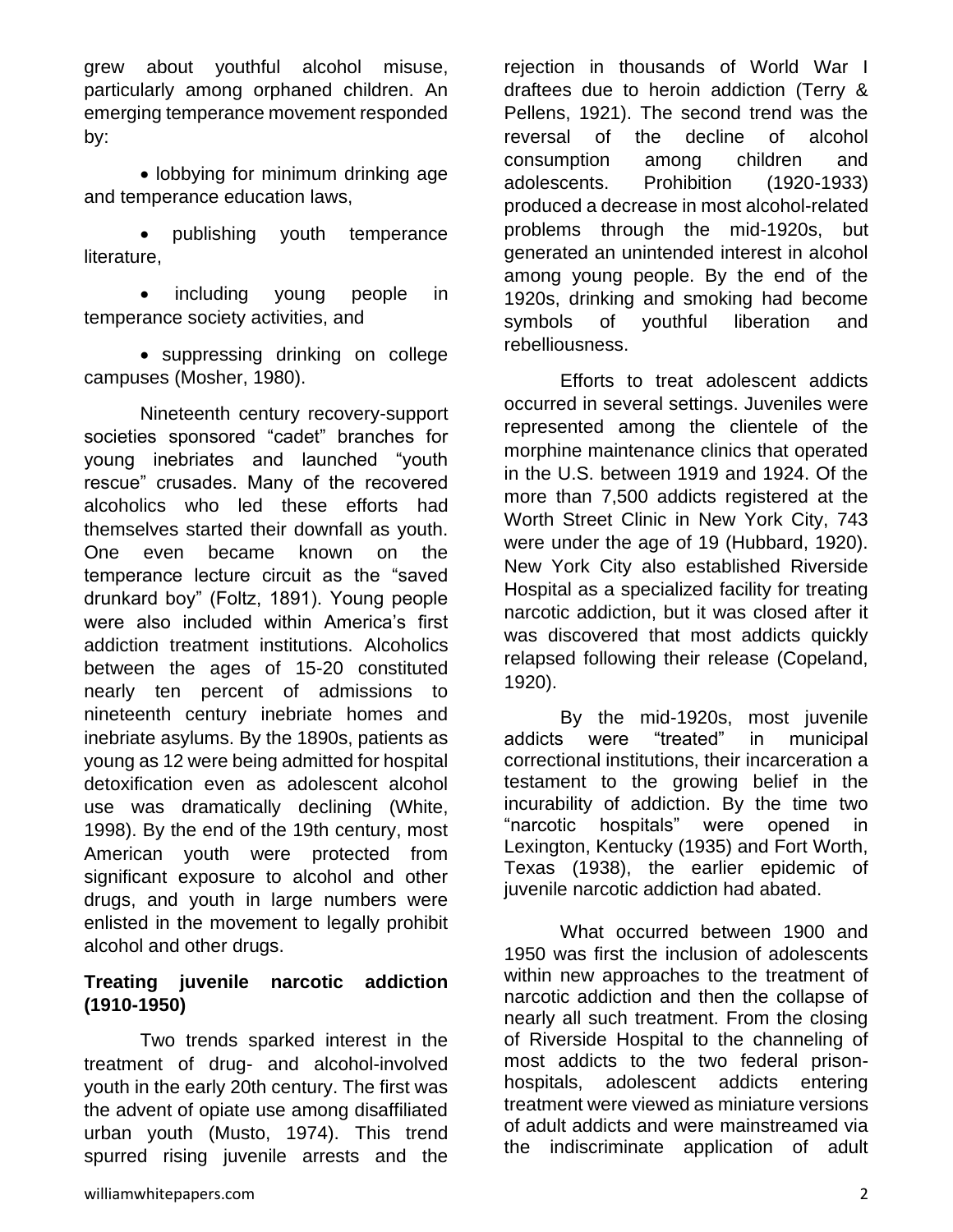grew about youthful alcohol misuse, particularly among orphaned children. An emerging temperance movement responded by:

- lobbying for minimum drinking age and temperance education laws,
- publishing youth temperance literature,
- including young people in temperance society activities, and
- suppressing drinking on college campuses (Mosher, 1980).

Nineteenth century recovery-support societies sponsored "cadet" branches for young inebriates and launched "youth rescue" crusades. Many of the recovered alcoholics who led these efforts had themselves started their downfall as youth. One even became known on the temperance lecture circuit as the "saved drunkard boy" (Foltz, 1891). Young people were also included within America's first addiction treatment institutions. Alcoholics between the ages of 15-20 constituted nearly ten percent of admissions to nineteenth century inebriate homes and inebriate asylums. By the 1890s, patients as young as 12 were being admitted for hospital detoxification even as adolescent alcohol use was dramatically declining (White, 1998). By the end of the 19th century, most American youth were protected from significant exposure to alcohol and other drugs, and youth in large numbers were enlisted in the movement to legally prohibit alcohol and other drugs.

**Treating juvenile narcotic addiction (1910-1950)**

Two trends sparked interest in the treatment of drug- and alcohol-involved youth in the early 20th century. The first was the advent of opiate use among disaffiliated urban youth (Musto, 1974). This trend spurred rising juvenile arrests and the rejection in thousands of World War I draftees due to heroin addiction (Terry & Pellens, 1921). The second trend was the reversal of the decline of alcohol consumption among children and adolescents. Prohibition (1920-1933) produced a decrease in most alcohol-related problems through the mid-1920s, but generated an unintended interest in alcohol among young people. By the end of the 1920s, drinking and smoking had become symbols of youthful liberation and rebelliousness.

Efforts to treat adolescent addicts occurred in several settings. Juveniles were represented among the clientele of the morphine maintenance clinics that operated in the U.S. between 1919 and 1924. Of the more than 7,500 addicts registered at the Worth Street Clinic in New York City, 743 were under the age of 19 (Hubbard, 1920). New York City also established Riverside Hospital as a specialized facility for treating narcotic addiction, but it was closed after it was discovered that most addicts quickly relapsed following their release (Copeland, 1920).

By the mid-1920s, most juvenile addicts were "treated" in municipal correctional institutions, their incarceration a testament to the growing belief in the incurability of addiction. By the time two "narcotic hospitals" were opened in Lexington, Kentucky (1935) and Fort Worth, Texas (1938), the earlier epidemic of juvenile narcotic addiction had abated.

What occurred between 1900 and 1950 was first the inclusion of adolescents within new approaches to the treatment of narcotic addiction and then the collapse of nearly all such treatment. From the closing of Riverside Hospital to the channeling of most addicts to the two federal prison-hospitals, adolescent addicts entering treatment were viewed as miniature versions of adult addicts and were mainstreamed via the indiscriminate application of adult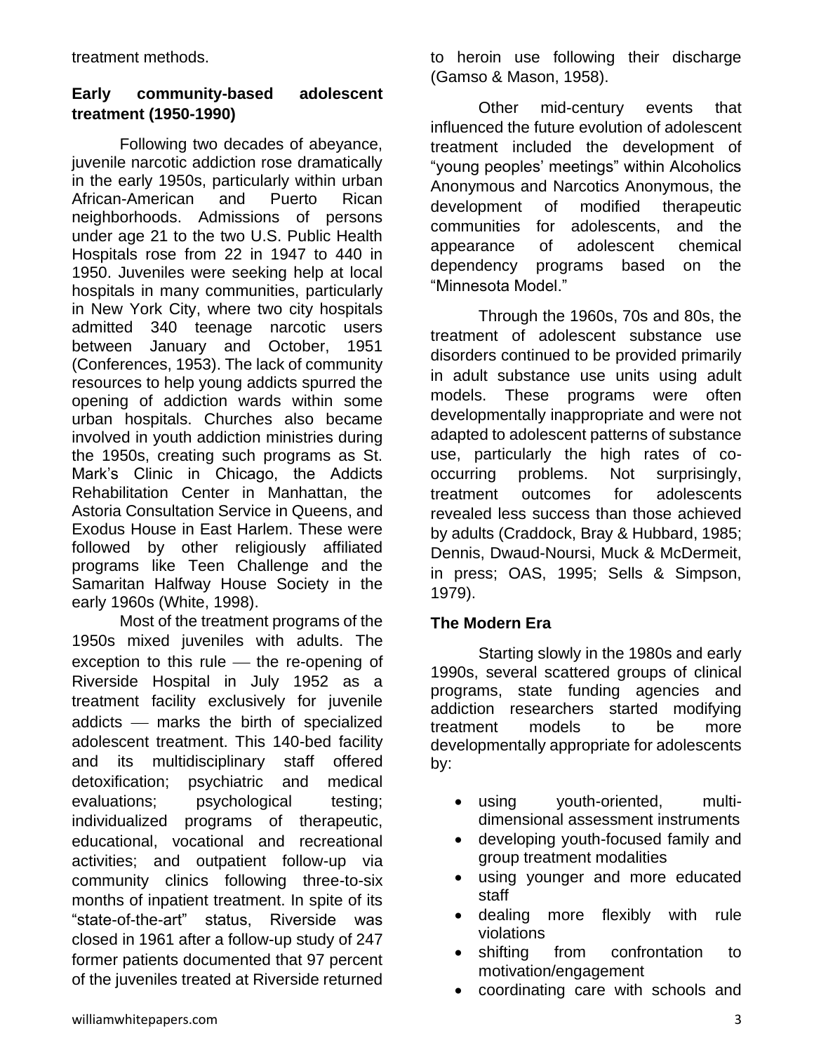treatment methods.

## Early community-based adolescent treatment (1950-1990)

Following two decades of abeyance, juvenile narcotic addiction rose dramatically in the early 1950s, particularly within urban African-American and Puerto Rican neighborhoods. Admissions of persons under age 21 to the two U.S. Public Health Hospitals rose from 22 in 1947 to 440 in 1950. Juveniles were seeking help at local hospitals in many communities, particularly in New York City, where two city hospitals admitted 340 teenage narcotic users between January and October, 1951 (Conferences, 1953). The lack of community resources to help young addicts spurred the opening of addiction wards within some urban hospitals. Churches also became involved in youth addiction ministries during the 1950s, creating such programs as St. Mark's Clinic in Chicago, the Addicts Rehabilitation Center in Manhattan, the Astoria Consultation Service in Queens, and Exodus House in East Harlem. These were followed by other religiously affiliated programs like Teen Challenge and the Samaritan Halfway House Society in the early 1960s (White, 1998).

Most of the treatment programs of the 1950s mixed juveniles with adults. The exception to this rule — the re-opening of Riverside Hospital in July 1952 as a treatment facility exclusively for juvenile addicts — marks the birth of specialized adolescent treatment. This 140-bed facility and its multidisciplinary staff offered detoxification; psychiatric and medical evaluations; psychological testing; individualized programs of therapeutic, educational, vocational and recreational activities; and outpatient follow-up via community clinics following three-to-six months of inpatient treatment. In spite of its "state-of-the-art" status, Riverside was closed in 1961 after a follow-up study of 247 former patients documented that 97 percent of the juveniles treated at Riverside returned to heroin use following their discharge (Gamso & Mason, 1958).

Other mid-century events that influenced the future evolution of adolescent treatment included the development of "young peoples' meetings" within Alcoholics Anonymous and Narcotics Anonymous, the development of modified therapeutic communities for adolescents, and the appearance of adolescent chemical dependency programs based on the "Minnesota Model."

Through the 1960s, 70s and 80s, the treatment of adolescent substance use disorders continued to be provided primarily in adult substance use units using adult models. These programs were often developmentally inappropriate and were not adapted to adolescent patterns of substance use, particularly the high rates of co-occurring problems. Not surprisingly, treatment outcomes for adolescents revealed less success than those achieved by adults (Craddock, Bray & Hubbard, 1985; Dennis, Dwaud-Noursi, Muck & McDermeit, in press; OAS, 1995; Sells & Simpson, 1979).

## The Modern Era

Starting slowly in the 1980s and early 1990s, several scattered groups of clinical programs, state funding agencies and addiction researchers started modifying treatment models to be more developmentally appropriate for adolescents by:

- using youth-oriented, multi-dimensional assessment instruments
- developing youth-focused family and group treatment modalities
- using younger and more educated staff
- dealing more flexibly with rule violations
- shifting from confrontation to motivation/engagement
- coordinating care with schools and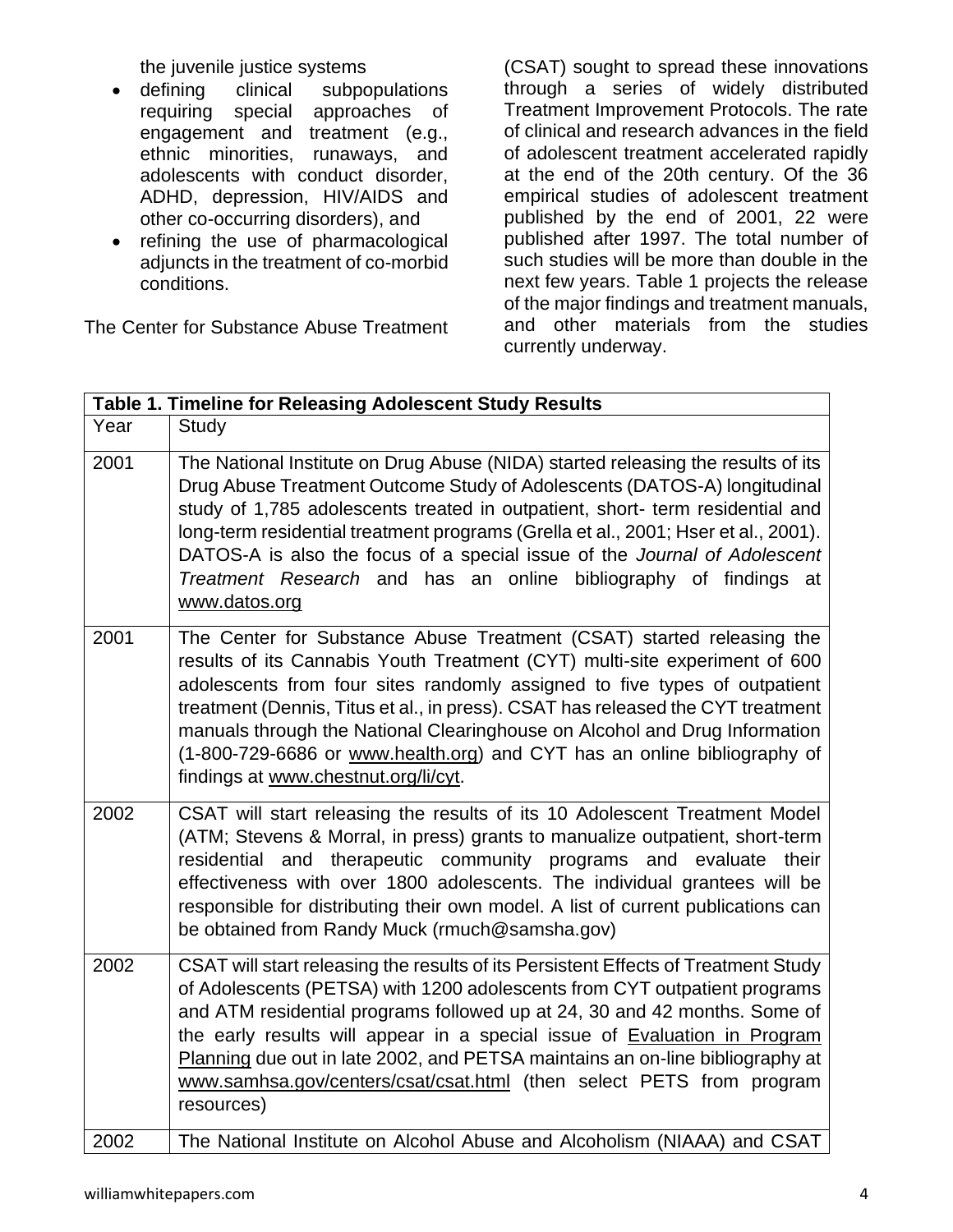the juvenile justice systems

- defining clinical subpopulations requiring special approaches of engagement and treatment (e.g., ethnic minorities, runaways, and adolescents with conduct disorder, ADHD, depression, HIV/AIDS and other co-occurring disorders), and
- refining the use of pharmacological adjuncts in the treatment of co-morbid conditions.

The Center for Substance Abuse Treatment (CSAT) sought to spread these innovations through a series of widely distributed Treatment Improvement Protocols. The rate of clinical and research advances in the field of adolescent treatment accelerated rapidly at the end of the 20th century. Of the 36 empirical studies of adolescent treatment published by the end of 2001, 22 were published after 1997. The total number of such studies will be more than double in the next few years. Table 1 projects the release of the major findings and treatment manuals, and other materials from the studies currently underway.

**Table 1. Timeline for Releasing Adolescent Study Results**

| Year | Study |
|---|---|
| 2001 | The National Institute on Drug Abuse (NIDA) started releasing the results of its Drug Abuse Treatment Outcome Study of Adolescents (DATOS-A) longitudinal study of 1,785 adolescents treated in outpatient, short- term residential and long-term residential treatment programs (Grella et al., 2001; Hser et al., 2001). DATOS-A is also the focus of a special issue of the *Journal of Adolescent Treatment Research* and has an online bibliography of findings at www.datos.org |
| 2001 | The Center for Substance Abuse Treatment (CSAT) started releasing the results of its Cannabis Youth Treatment (CYT) multi-site experiment of 600 adolescents from four sites randomly assigned to five types of outpatient treatment (Dennis, Titus et al., in press). CSAT has released the CYT treatment manuals through the National Clearinghouse on Alcohol and Drug Information (1-800-729-6686 or www.health.org) and CYT has an online bibliography of findings at www.chestnut.org/li/cyt. |
| 2002 | CSAT will start releasing the results of its 10 Adolescent Treatment Model (ATM; Stevens & Morral, in press) grants to manualize outpatient, short-term residential and therapeutic community programs and evaluate their effectiveness with over 1800 adolescents. The individual grantees will be responsible for distributing their own model. A list of current publications can be obtained from Randy Muck (rmuch@samsha.gov) |
| 2002 | CSAT will start releasing the results of its Persistent Effects of Treatment Study of Adolescents (PETSA) with 1200 adolescents from CYT outpatient programs and ATM residential programs followed up at 24, 30 and 42 months. Some of the early results will appear in a special issue of Evaluation in Program Planning due out in late 2002, and PETSA maintains an on-line bibliography at www.samhsa.gov/centers/csat/csat.html (then select PETS from program resources) |
| 2002 | The National Institute on Alcohol Abuse and Alcoholism (NIAAA) and CSAT |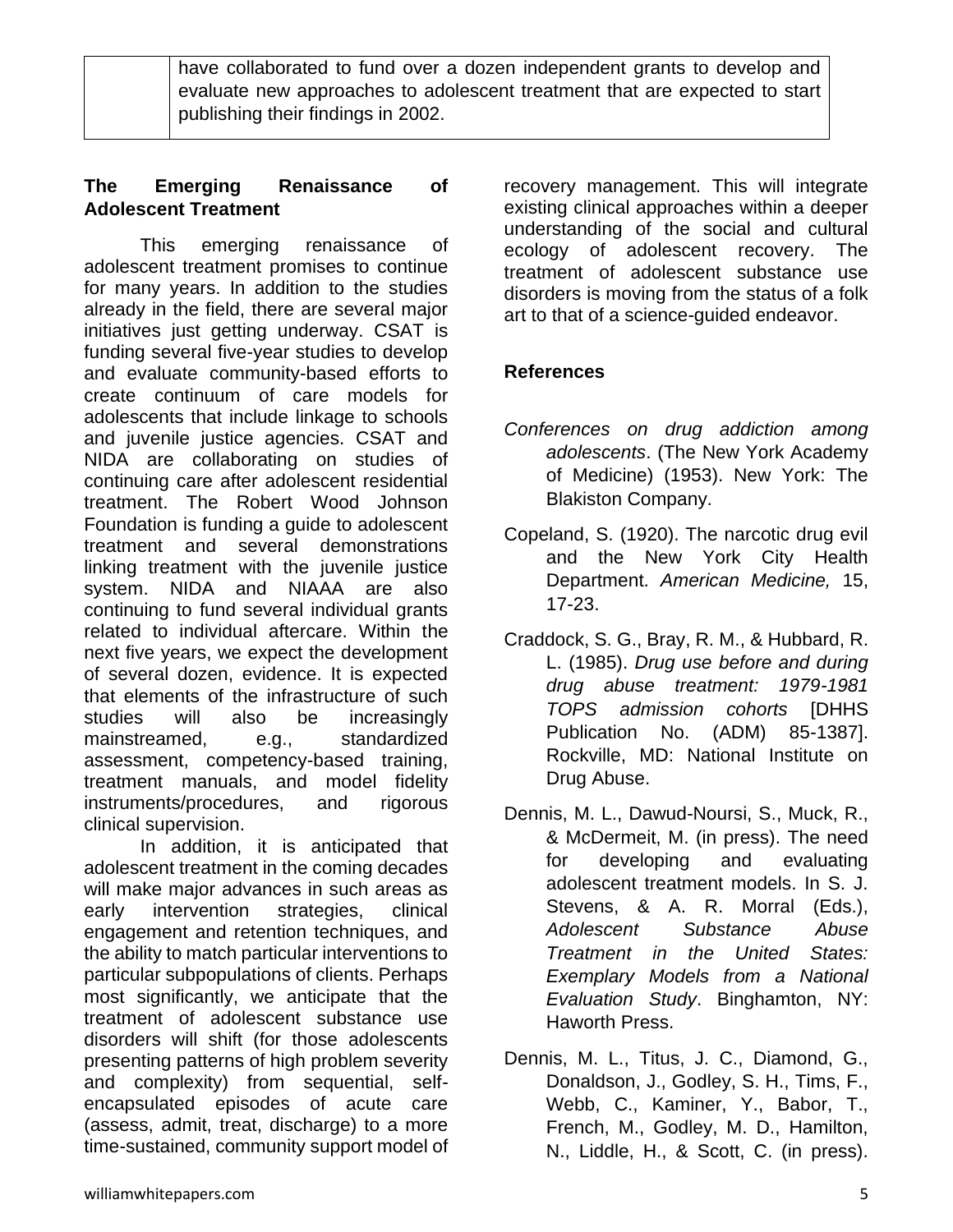| | have collaborated to fund over a dozen independent grants to develop and evaluate new approaches to adolescent treatment that are expected to start publishing their findings in 2002. |
|---|---|

**The Emerging Renaissance of Adolescent Treatment**

This emerging renaissance of adolescent treatment promises to continue for many years. In addition to the studies already in the field, there are several major initiatives just getting underway. CSAT is funding several five-year studies to develop and evaluate community-based efforts to create continuum of care models for adolescents that include linkage to schools and juvenile justice agencies. CSAT and NIDA are collaborating on studies of continuing care after adolescent residential treatment. The Robert Wood Johnson Foundation is funding a guide to adolescent treatment and several demonstrations linking treatment with the juvenile justice system. NIDA and NIAAA are also continuing to fund several individual grants related to individual aftercare. Within the next five years, we expect the development of several dozen, evidence. It is expected that elements of the infrastructure of such studies will also be increasingly mainstreamed, e.g., standardized assessment, competency-based training, treatment manuals, and model fidelity instruments/procedures, and rigorous clinical supervision.

In addition, it is anticipated that adolescent treatment in the coming decades will make major advances in such areas as early intervention strategies, clinical engagement and retention techniques, and the ability to match particular interventions to particular subpopulations of clients. Perhaps most significantly, we anticipate that the treatment of adolescent substance use disorders will shift (for those adolescents presenting patterns of high problem severity and complexity) from sequential, self-encapsulated episodes of acute care (assess, admit, treat, discharge) to a more time-sustained, community support model of recovery management. This will integrate existing clinical approaches within a deeper understanding of the social and cultural ecology of adolescent recovery. The treatment of adolescent substance use disorders is moving from the status of a folk art to that of a science-guided endeavor.

**References**

*Conferences on drug addiction among adolescents*. (The New York Academy of Medicine) (1953). New York: The Blakiston Company.

Copeland, S. (1920). The narcotic drug evil and the New York City Health Department. *American Medicine,* 15, 17-23.

Craddock, S. G., Bray, R. M., & Hubbard, R. L. (1985). *Drug use before and during drug abuse treatment: 1979-1981 TOPS admission cohorts* [DHHS Publication No. (ADM) 85-1387]. Rockville, MD: National Institute on Drug Abuse.

Dennis, M. L., Dawud-Noursi, S., Muck, R., & McDermeit, M. (in press). The need for developing and evaluating adolescent treatment models. In S. J. Stevens, & A. R. Morral (Eds.), *Adolescent Substance Abuse Treatment in the United States: Exemplary Models from a National Evaluation Study*. Binghamton, NY: Haworth Press.

Dennis, M. L., Titus, J. C., Diamond, G., Donaldson, J., Godley, S. H., Tims, F., Webb, C., Kaminer, Y., Babor, T., French, M., Godley, M. D., Hamilton, N., Liddle, H., & Scott, C. (in press).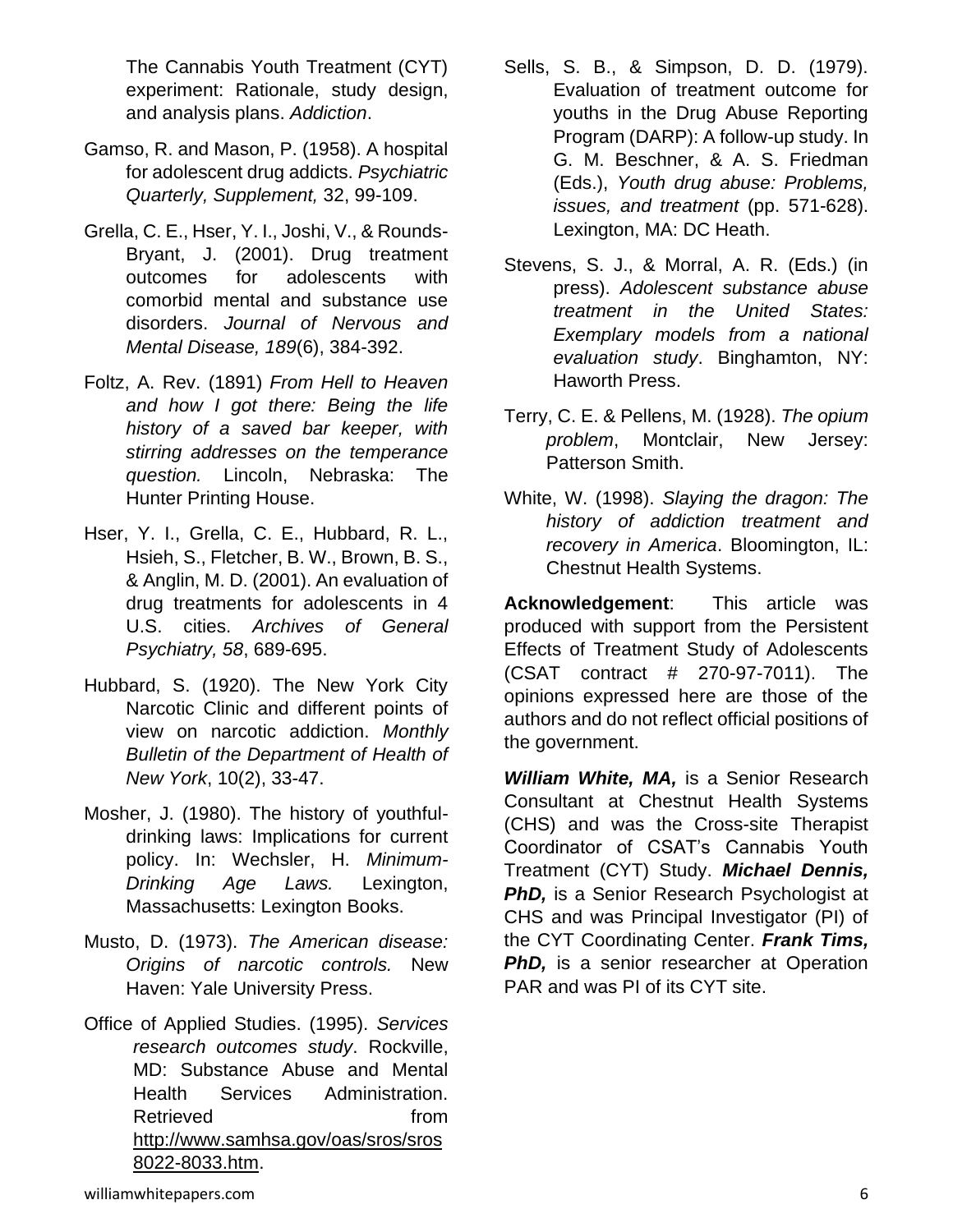The Cannabis Youth Treatment (CYT) experiment: Rationale, study design, and analysis plans. *Addiction*.

Gamso, R. and Mason, P. (1958). A hospital for adolescent drug addicts. *Psychiatric Quarterly, Supplement,* 32, 99-109.

Grella, C. E., Hser, Y. I., Joshi, V., & Rounds-Bryant, J. (2001). Drug treatment outcomes for adolescents with comorbid mental and substance use disorders. *Journal of Nervous and Mental Disease, 189*(6), 384-392.

Foltz, A. Rev. (1891) *From Hell to Heaven and how I got there: Being the life history of a saved bar keeper, with stirring addresses on the temperance question.* Lincoln, Nebraska: The Hunter Printing House.

Hser, Y. I., Grella, C. E., Hubbard, R. L., Hsieh, S., Fletcher, B. W., Brown, B. S., & Anglin, M. D. (2001). An evaluation of drug treatments for adolescents in 4 U.S. cities. *Archives of General Psychiatry, 58*, 689-695.

Hubbard, S. (1920). The New York City Narcotic Clinic and different points of view on narcotic addiction. *Monthly Bulletin of the Department of Health of New York*, 10(2), 33-47.

Mosher, J. (1980). The history of youthful-drinking laws: Implications for current policy. In: Wechsler, H. *Minimum-Drinking Age Laws.* Lexington, Massachusetts: Lexington Books.

Musto, D. (1973). *The American disease: Origins of narcotic controls.* New Haven: Yale University Press.

Office of Applied Studies. (1995). *Services research outcomes study*. Rockville, MD: Substance Abuse and Mental Health Services Administration. Retrieved from http://www.samhsa.gov/oas/sros/sros8022-8033.htm.

Sells, S. B., & Simpson, D. D. (1979). Evaluation of treatment outcome for youths in the Drug Abuse Reporting Program (DARP): A follow-up study. In G. M. Beschner, & A. S. Friedman (Eds.), *Youth drug abuse: Problems, issues, and treatment* (pp. 571-628). Lexington, MA: DC Heath.

Stevens, S. J., & Morral, A. R. (Eds.) (in press). *Adolescent substance abuse treatment in the United States: Exemplary models from a national evaluation study*. Binghamton, NY: Haworth Press.

Terry, C. E. & Pellens, M. (1928). *The opium problem*, Montclair, New Jersey: Patterson Smith.

White, W. (1998). *Slaying the dragon: The history of addiction treatment and recovery in America*. Bloomington, IL: Chestnut Health Systems.

**Acknowledgement**: This article was produced with support from the Persistent Effects of Treatment Study of Adolescents (CSAT contract # 270-97-7011). The opinions expressed here are those of the authors and do not reflect official positions of the government.

***William White, MA,*** is a Senior Research Consultant at Chestnut Health Systems (CHS) and was the Cross-site Therapist Coordinator of CSAT's Cannabis Youth Treatment (CYT) Study. ***Michael Dennis, PhD,*** is a Senior Research Psychologist at CHS and was Principal Investigator (PI) of the CYT Coordinating Center. ***Frank Tims, PhD,*** is a senior researcher at Operation PAR and was PI of its CYT site.